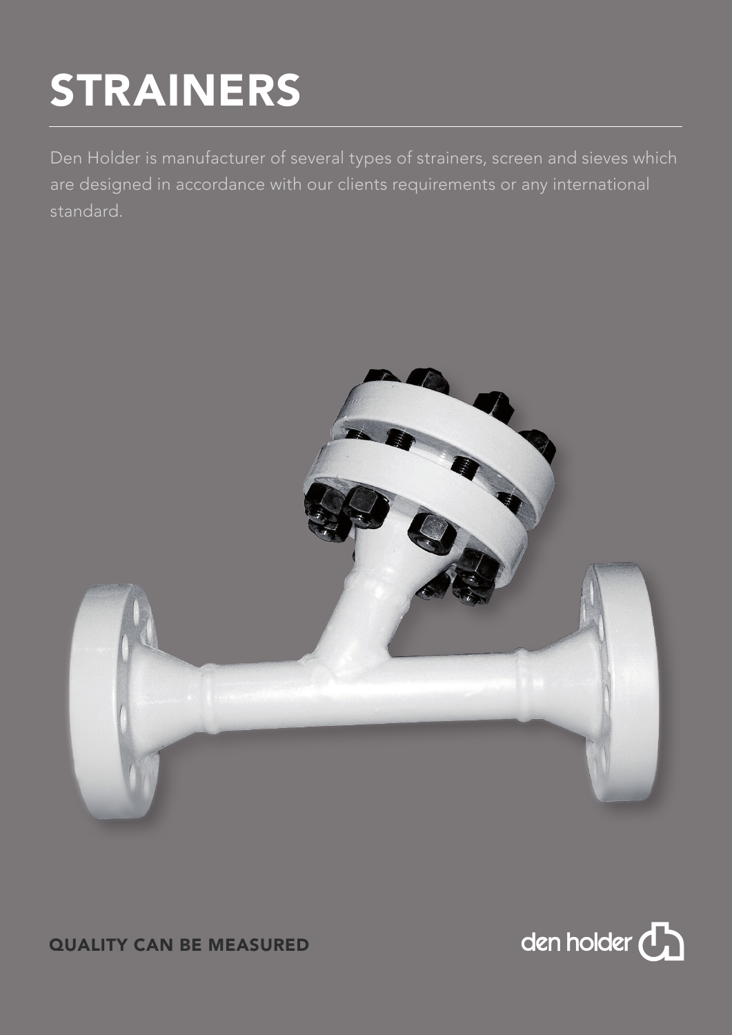# STRAINERS

Den Holder is manufacturer of several types of strainers, screen and sieves which are designed in accordance with our clients requirements or any international standard.

**QUALITY CAN BE MEASURED**

den holder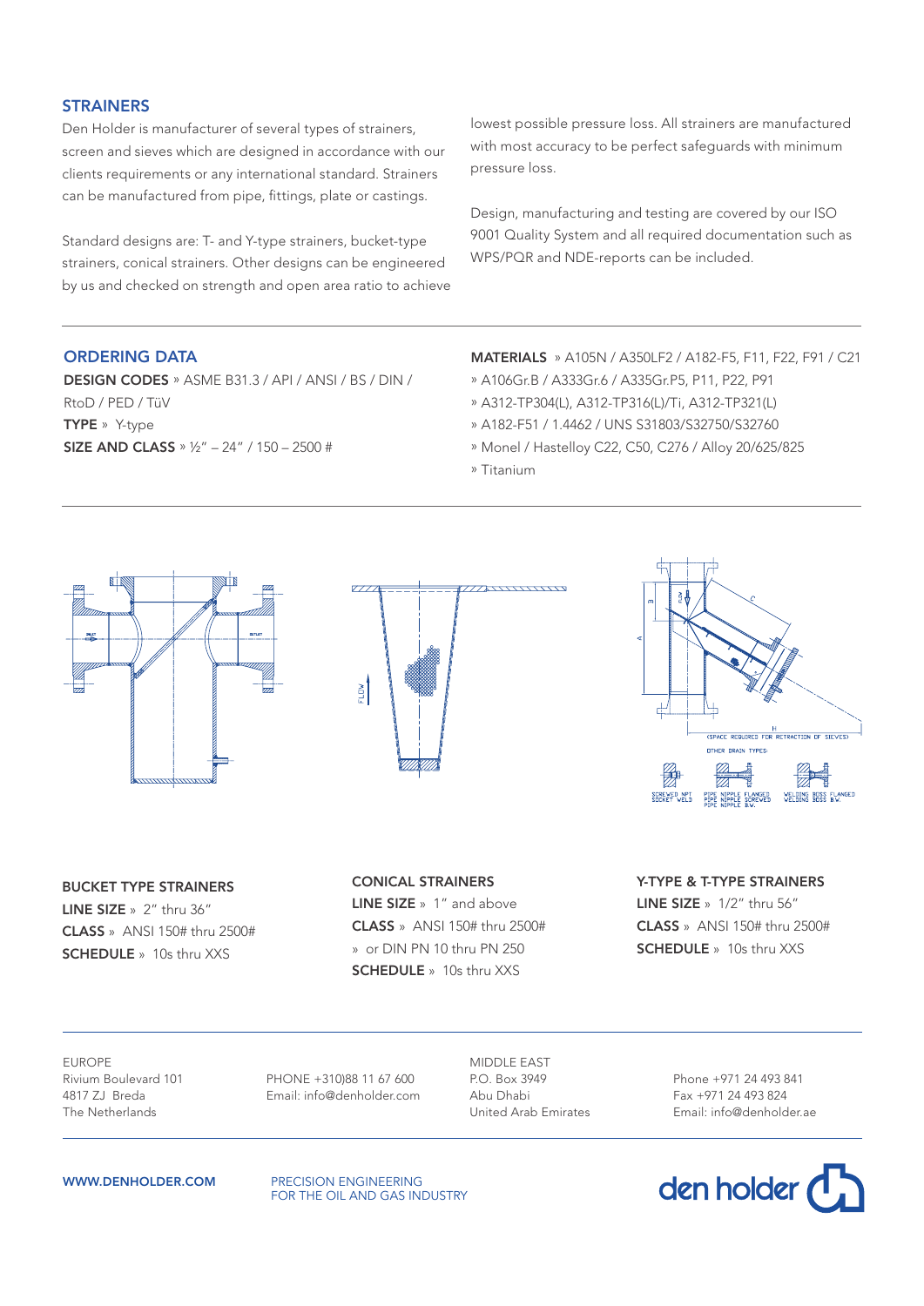## STRAINERS

Den Holder is manufacturer of several types of strainers, screen and sieves which are designed in accordance with our clients requirements or any international standard. Strainers can be manufactured from pipe, fittings, plate or castings.

Standard designs are: T- and Y-type strainers, bucket-type strainers, conical strainers. Other designs can be engineered by us and checked on strength and open area ratio to achieve lowest possible pressure loss. All strainers are manufactured with most accuracy to be perfect safeguards with minimum pressure loss.

Design, manufacturing and testing are covered by our ISO 9001 Quality System and all required documentation such as WPS/PQR and NDE-reports can be included.

## ORDERING DATA

**DESIGN CODES** » ASME B31.3 / API / ANSI / BS / DIN / RtoD / PED / TüV
**TYPE** » Y-type
**SIZE AND CLASS** » ½" – 24" / 150 – 2500 #

**MATERIALS** » A105N / A350LF2 / A182-F5, F11, F22, F91 / C21
» A106Gr.B / A333Gr.6 / A335Gr.P5, P11, P22, P91
» A312-TP304(L), A312-TP316(L)/Ti, A312-TP321(L)
» A182-F51 / 1.4462 / UNS S31803/S32750/S32760
» Monel / Hastelloy C22, C50, C276 / Alloy 20/625/825
» Titanium

INLET
OUTLET

FLOW

FLOW
B
A
C
H
(SPACE REQUIRED FOR RETRACTION OF SIEVES)
OTHER DRAIN TYPES:
SCREWED NPT
SOCKET WELD
PIPE NIPPLE FLANGED
PIPE NIPPLE SCREWED
PIPE NIPPLE B.W.
WELDING BOSS FLANGED
WELDING BOSS B.W.

**BUCKET TYPE STRAINERS**
**LINE SIZE** » 2" thru 36"
**CLASS** » ANSI 150# thru 2500#
**SCHEDULE** » 10s thru XXS

**CONICAL STRAINERS**
**LINE SIZE** » 1" and above
**CLASS** » ANSI 150# thru 2500#
» or DIN PN 10 thru PN 250
**SCHEDULE** » 10s thru XXS

**Y-TYPE & T-TYPE STRAINERS**
**LINE SIZE** » 1/2" thru 56"
**CLASS** » ANSI 150# thru 2500#
**SCHEDULE** » 10s thru XXS

EUROPE
Rivium Boulevard 101
4817 ZJ Breda
The Netherlands

PHONE +310)88 11 67 600
Email: info@denholder.com

MIDDLE EAST
P.O. Box 3949
Abu Dhabi
United Arab Emirates

Phone +971 24 493 841
Fax +971 24 493 824
Email: info@denholder.ae

**WWW.DENHOLDER.COM**

PRECISION ENGINEERING
FOR THE OIL AND GAS INDUSTRY

den holder